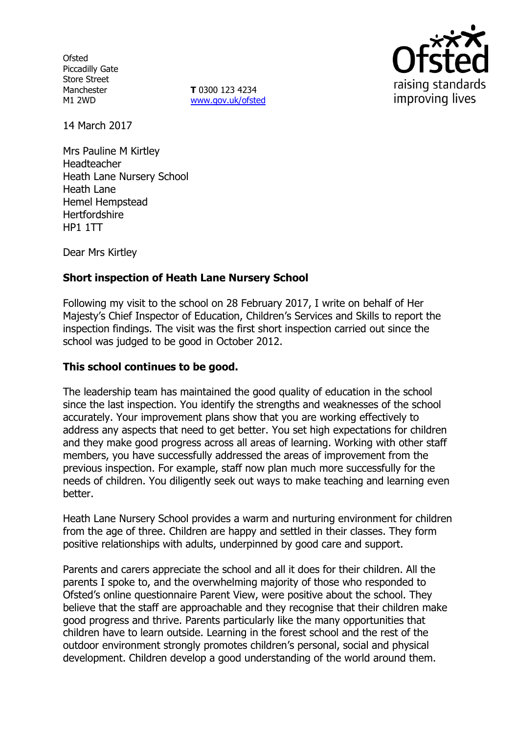Ofsted
Piccadilly Gate
Store Street
Manchester
M1 2WD

**T** 0300 123 4234
www.gov.uk/ofsted

raising standards
improving lives

14 March 2017

Mrs Pauline M Kirtley
Headteacher
Heath Lane Nursery School
Heath Lane
Hemel Hempstead
Hertfordshire
HP1 1TT

Dear Mrs Kirtley

**Short inspection of Heath Lane Nursery School**

Following my visit to the school on 28 February 2017, I write on behalf of Her Majesty's Chief Inspector of Education, Children's Services and Skills to report the inspection findings. The visit was the first short inspection carried out since the school was judged to be good in October 2012.

**This school continues to be good.**

The leadership team has maintained the good quality of education in the school since the last inspection. You identify the strengths and weaknesses of the school accurately. Your improvement plans show that you are working effectively to address any aspects that need to get better. You set high expectations for children and they make good progress across all areas of learning. Working with other staff members, you have successfully addressed the areas of improvement from the previous inspection. For example, staff now plan much more successfully for the needs of children. You diligently seek out ways to make teaching and learning even better.

Heath Lane Nursery School provides a warm and nurturing environment for children from the age of three. Children are happy and settled in their classes. They form positive relationships with adults, underpinned by good care and support.

Parents and carers appreciate the school and all it does for their children. All the parents I spoke to, and the overwhelming majority of those who responded to Ofsted's online questionnaire Parent View, were positive about the school. They believe that the staff are approachable and they recognise that their children make good progress and thrive. Parents particularly like the many opportunities that children have to learn outside. Learning in the forest school and the rest of the outdoor environment strongly promotes children's personal, social and physical development. Children develop a good understanding of the world around them.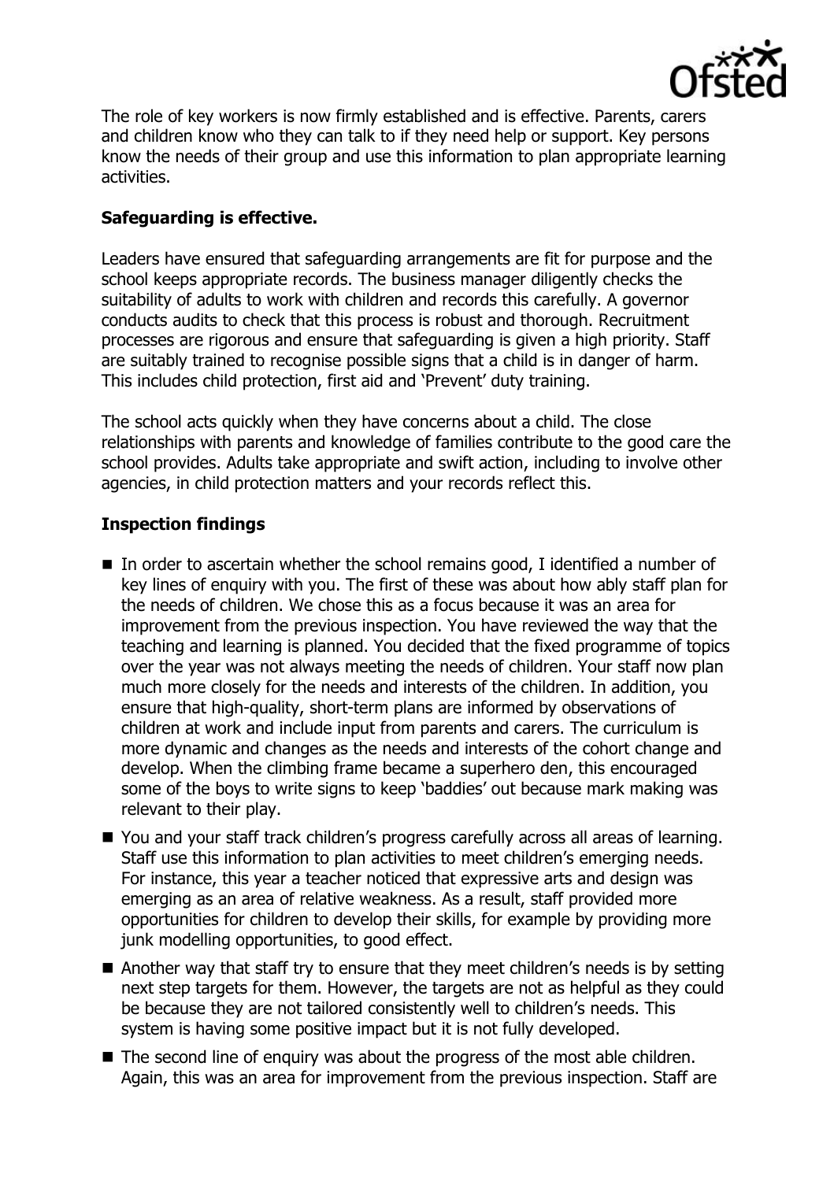The role of key workers is now firmly established and is effective. Parents, carers and children know who they can talk to if they need help or support. Key persons know the needs of their group and use this information to plan appropriate learning activities.

**Safeguarding is effective.**

Leaders have ensured that safeguarding arrangements are fit for purpose and the school keeps appropriate records. The business manager diligently checks the suitability of adults to work with children and records this carefully. A governor conducts audits to check that this process is robust and thorough. Recruitment processes are rigorous and ensure that safeguarding is given a high priority. Staff are suitably trained to recognise possible signs that a child is in danger of harm. This includes child protection, first aid and 'Prevent' duty training.

The school acts quickly when they have concerns about a child. The close relationships with parents and knowledge of families contribute to the good care the school provides. Adults take appropriate and swift action, including to involve other agencies, in child protection matters and your records reflect this.

**Inspection findings**

- In order to ascertain whether the school remains good, I identified a number of key lines of enquiry with you. The first of these was about how ably staff plan for the needs of children. We chose this as a focus because it was an area for improvement from the previous inspection. You have reviewed the way that the teaching and learning is planned. You decided that the fixed programme of topics over the year was not always meeting the needs of children. Your staff now plan much more closely for the needs and interests of the children. In addition, you ensure that high-quality, short-term plans are informed by observations of children at work and include input from parents and carers. The curriculum is more dynamic and changes as the needs and interests of the cohort change and develop. When the climbing frame became a superhero den, this encouraged some of the boys to write signs to keep 'baddies' out because mark making was relevant to their play.
- You and your staff track children's progress carefully across all areas of learning. Staff use this information to plan activities to meet children's emerging needs. For instance, this year a teacher noticed that expressive arts and design was emerging as an area of relative weakness. As a result, staff provided more opportunities for children to develop their skills, for example by providing more junk modelling opportunities, to good effect.
- Another way that staff try to ensure that they meet children's needs is by setting next step targets for them. However, the targets are not as helpful as they could be because they are not tailored consistently well to children's needs. This system is having some positive impact but it is not fully developed.
- The second line of enquiry was about the progress of the most able children. Again, this was an area for improvement from the previous inspection. Staff are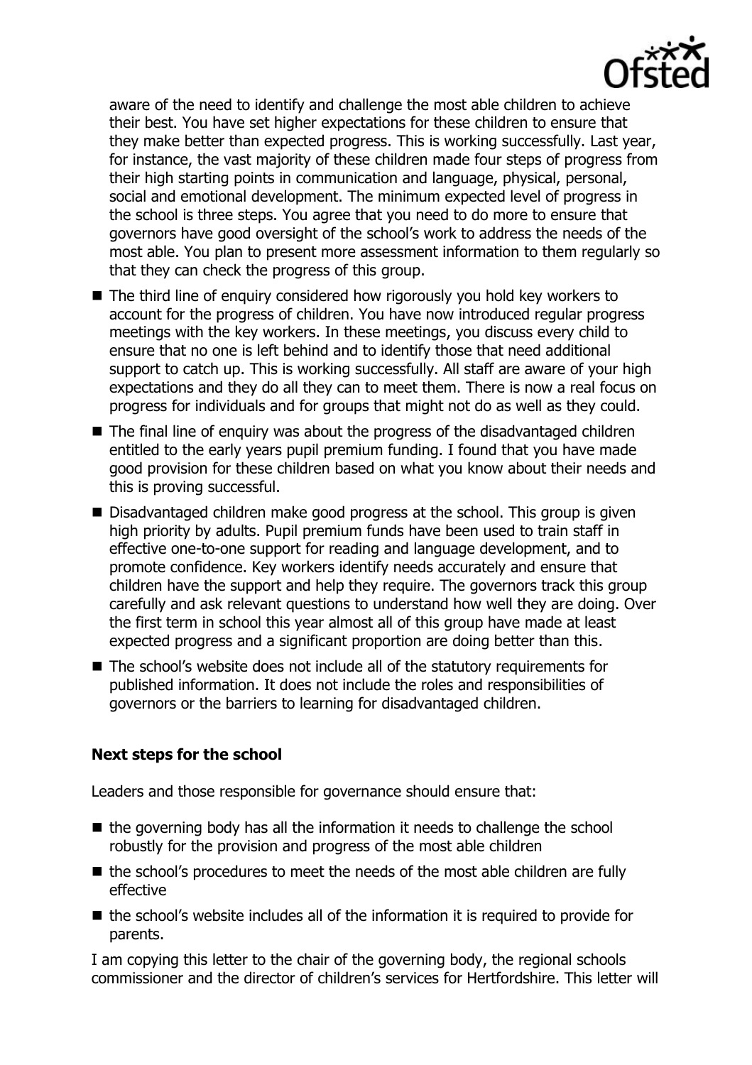aware of the need to identify and challenge the most able children to achieve their best. You have set higher expectations for these children to ensure that they make better than expected progress. This is working successfully. Last year, for instance, the vast majority of these children made four steps of progress from their high starting points in communication and language, physical, personal, social and emotional development. The minimum expected level of progress in the school is three steps. You agree that you need to do more to ensure that governors have good oversight of the school's work to address the needs of the most able. You plan to present more assessment information to them regularly so that they can check the progress of this group.

- The third line of enquiry considered how rigorously you hold key workers to account for the progress of children. You have now introduced regular progress meetings with the key workers. In these meetings, you discuss every child to ensure that no one is left behind and to identify those that need additional support to catch up. This is working successfully. All staff are aware of your high expectations and they do all they can to meet them. There is now a real focus on progress for individuals and for groups that might not do as well as they could.
- The final line of enquiry was about the progress of the disadvantaged children entitled to the early years pupil premium funding. I found that you have made good provision for these children based on what you know about their needs and this is proving successful.
- Disadvantaged children make good progress at the school. This group is given high priority by adults. Pupil premium funds have been used to train staff in effective one-to-one support for reading and language development, and to promote confidence. Key workers identify needs accurately and ensure that children have the support and help they require. The governors track this group carefully and ask relevant questions to understand how well they are doing. Over the first term in school this year almost all of this group have made at least expected progress and a significant proportion are doing better than this.
- The school's website does not include all of the statutory requirements for published information. It does not include the roles and responsibilities of governors or the barriers to learning for disadvantaged children.

**Next steps for the school**

Leaders and those responsible for governance should ensure that:

- the governing body has all the information it needs to challenge the school robustly for the provision and progress of the most able children
- the school's procedures to meet the needs of the most able children are fully effective
- the school's website includes all of the information it is required to provide for parents.

I am copying this letter to the chair of the governing body, the regional schools commissioner and the director of children's services for Hertfordshire. This letter will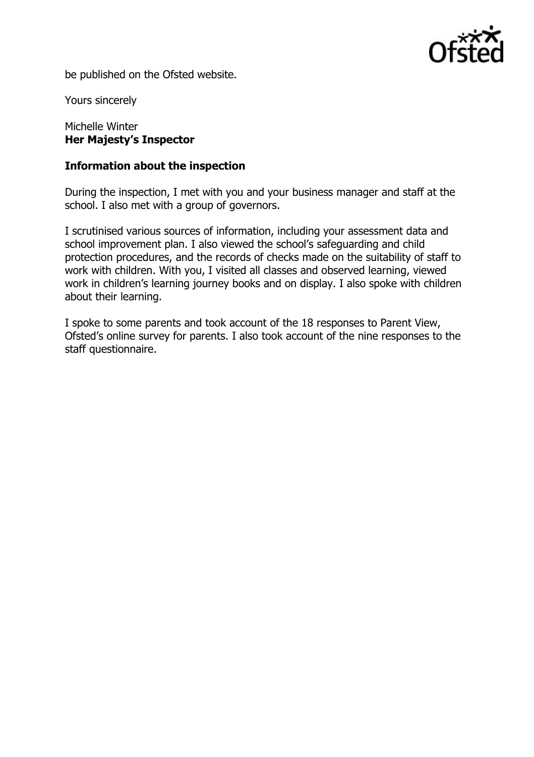be published on the Ofsted website.

Yours sincerely

Michelle Winter
**Her Majesty's Inspector**

**Information about the inspection**

During the inspection, I met with you and your business manager and staff at the school. I also met with a group of governors.

I scrutinised various sources of information, including your assessment data and school improvement plan. I also viewed the school's safeguarding and child protection procedures, and the records of checks made on the suitability of staff to work with children. With you, I visited all classes and observed learning, viewed work in children's learning journey books and on display. I also spoke with children about their learning.

I spoke to some parents and took account of the 18 responses to Parent View, Ofsted's online survey for parents. I also took account of the nine responses to the staff questionnaire.